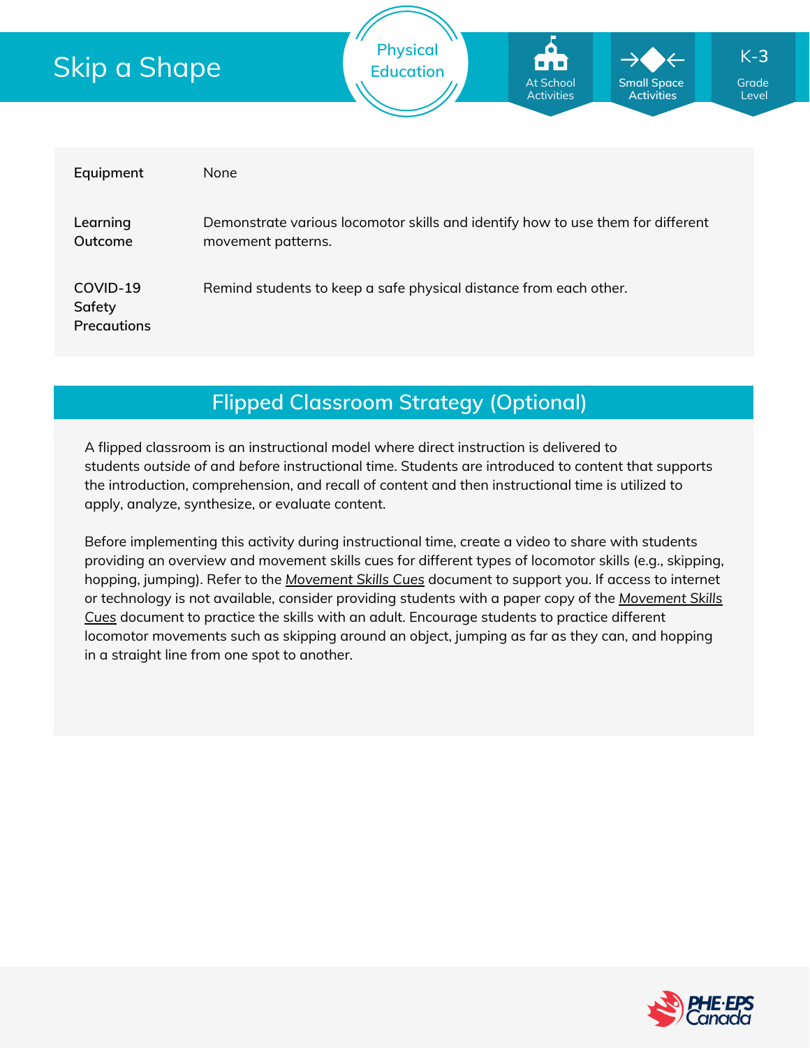# Skip a Shape

Physical Education

At School Activities | Small Space Activities | K-3 Grade Level

| | |
|---|---|
| **Equipment** | None |
| **Learning Outcome** | Demonstrate various locomotor skills and identify how to use them for different movement patterns. |
| **COVID-19 Safety Precautions** | Remind students to keep a safe physical distance from each other. |

## Flipped Classroom Strategy (Optional)

A flipped classroom is an instructional model where direct instruction is delivered to students *outside* of and *before* instructional time. Students are introduced to content that supports the introduction, comprehension, and recall of content and then instructional time is utilized to apply, analyze, synthesize, or evaluate content.

Before implementing this activity during instructional time, create a video to share with students providing an overview and movement skills cues for different types of locomotor skills (e.g., skipping, hopping, jumping). Refer to the *Movement Skills Cues* document to support you. If access to internet or technology is not available, consider providing students with a paper copy of the *Movement Skills Cues* document to practice the skills with an adult. Encourage students to practice different locomotor movements such as skipping around an object, jumping as far as they can, and hopping in a straight line from one spot to another.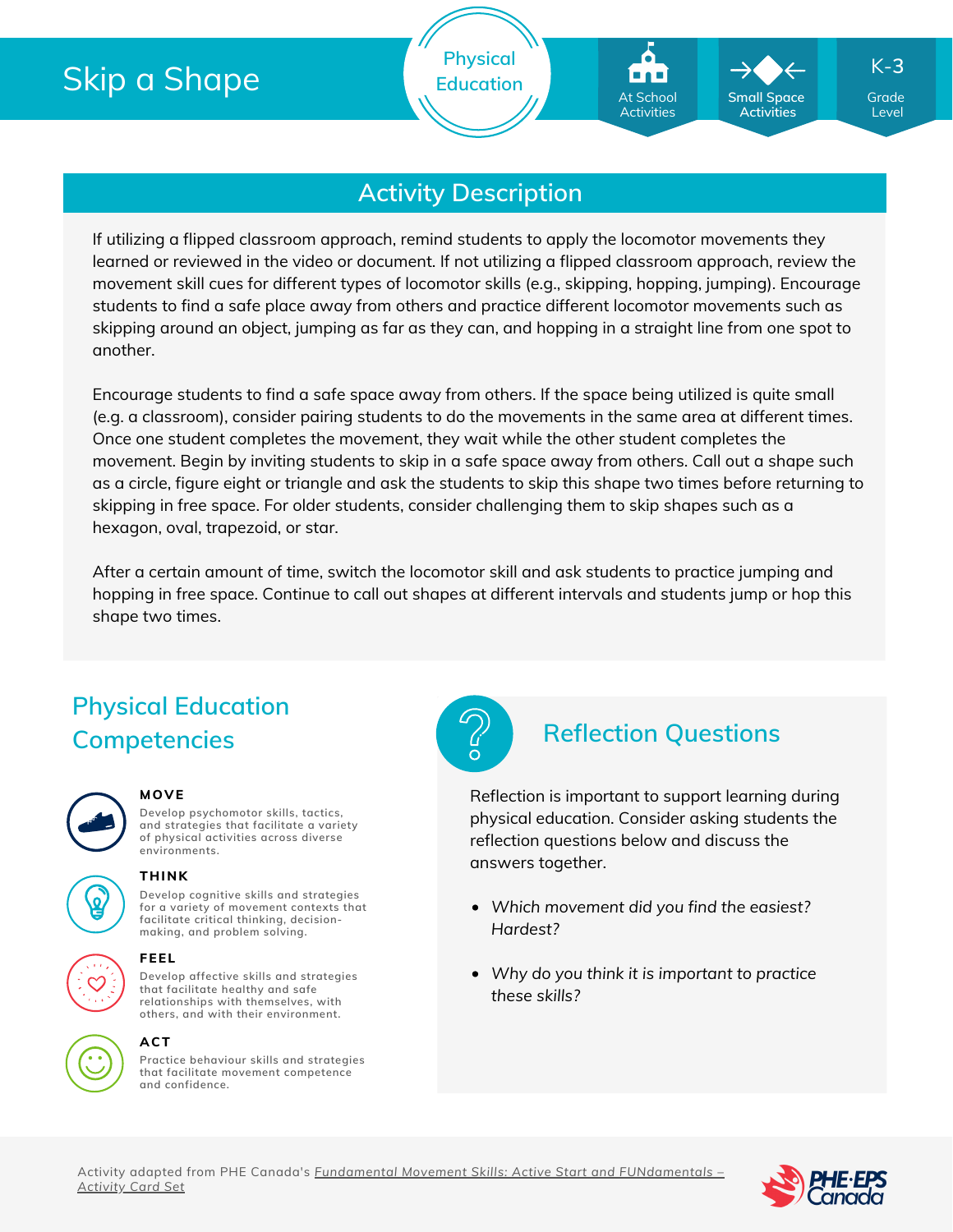# Skip a Shape

Physical Education

At School Activities | Small Space Activities | K-3 Grade Level

## Activity Description

If utilizing a flipped classroom approach, remind students to apply the locomotor movements they learned or reviewed in the video or document. If not utilizing a flipped classroom approach, review the movement skill cues for different types of locomotor skills (e.g., skipping, hopping, jumping). Encourage students to find a safe place away from others and practice different locomotor movements such as skipping around an object, jumping as far as they can, and hopping in a straight line from one spot to another.

Encourage students to find a safe space away from others. If the space being utilized is quite small (e.g. a classroom), consider pairing students to do the movements in the same area at different times. Once one student completes the movement, they wait while the other student completes the movement. Begin by inviting students to skip in a safe space away from others. Call out a shape such as a circle, figure eight or triangle and ask the students to skip this shape two times before returning to skipping in free space. For older students, consider challenging them to skip shapes such as a hexagon, oval, trapezoid, or star.

After a certain amount of time, switch the locomotor skill and ask students to practice jumping and hopping in free space. Continue to call out shapes at different intervals and students jump or hop this shape two times.

## Physical Education Competencies

**MOVE**
Develop psychomotor skills, tactics, and strategies that facilitate a variety of physical activities across diverse environments.

**THINK**
Develop cognitive skills and strategies for a variety of movement contexts that facilitate critical thinking, decision-making, and problem solving.

**FEEL**
Develop affective skills and strategies that facilitate healthy and safe relationships with themselves, with others, and with their environment.

**ACT**
Practice behaviour skills and strategies that facilitate movement competence and confidence.

## Reflection Questions

Reflection is important to support learning during physical education. Consider asking students the reflection questions below and discuss the answers together.

- *Which movement did you find the easiest? Hardest?*
- *Why do you think it is important to practice these skills?*

Activity adapted from PHE Canada's *Fundamental Movement Skills: Active Start and FUNdamentals – Activity Card Set*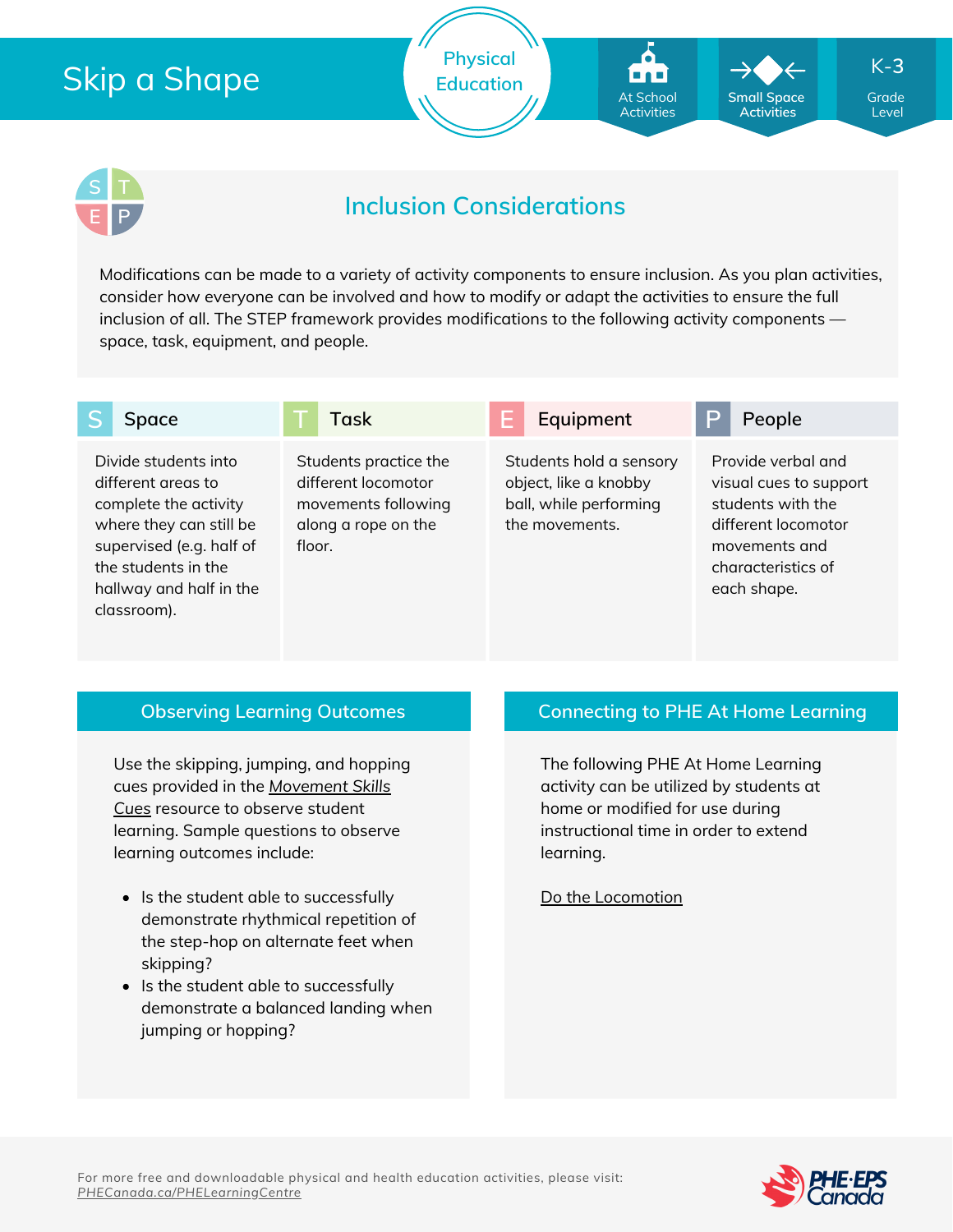# Skip a Shape

Physical Education

At School Activities | Small Space Activities | K-3 Grade Level

## Inclusion Considerations

Modifications can be made to a variety of activity components to ensure inclusion. As you plan activities, consider how everyone can be involved and how to modify or adapt the activities to ensure the full inclusion of all. The STEP framework provides modifications to the following activity components — space, task, equipment, and people.

| S Space | T Task | E Equipment | P People |
|---|---|---|---|
| Divide students into different areas to complete the activity where they can still be supervised (e.g. half of the students in the hallway and half in the classroom). | Students practice the different locomotor movements following along a rope on the floor. | Students hold a sensory object, like a knobby ball, while performing the movements. | Provide verbal and visual cues to support students with the different locomotor movements and characteristics of each shape. |

## Observing Learning Outcomes

Use the skipping, jumping, and hopping cues provided in the *Movement Skills Cues* resource to observe student learning. Sample questions to observe learning outcomes include:

- Is the student able to successfully demonstrate rhythmical repetition of the step-hop on alternate feet when skipping?
- Is the student able to successfully demonstrate a balanced landing when jumping or hopping?

## Connecting to PHE At Home Learning

The following PHE At Home Learning activity can be utilized by students at home or modified for use during instructional time in order to extend learning.

Do the Locomotion

For more free and downloadable physical and health education activities, please visit: PHECanada.ca/PHELearningCentre

PHE-EPS Canada